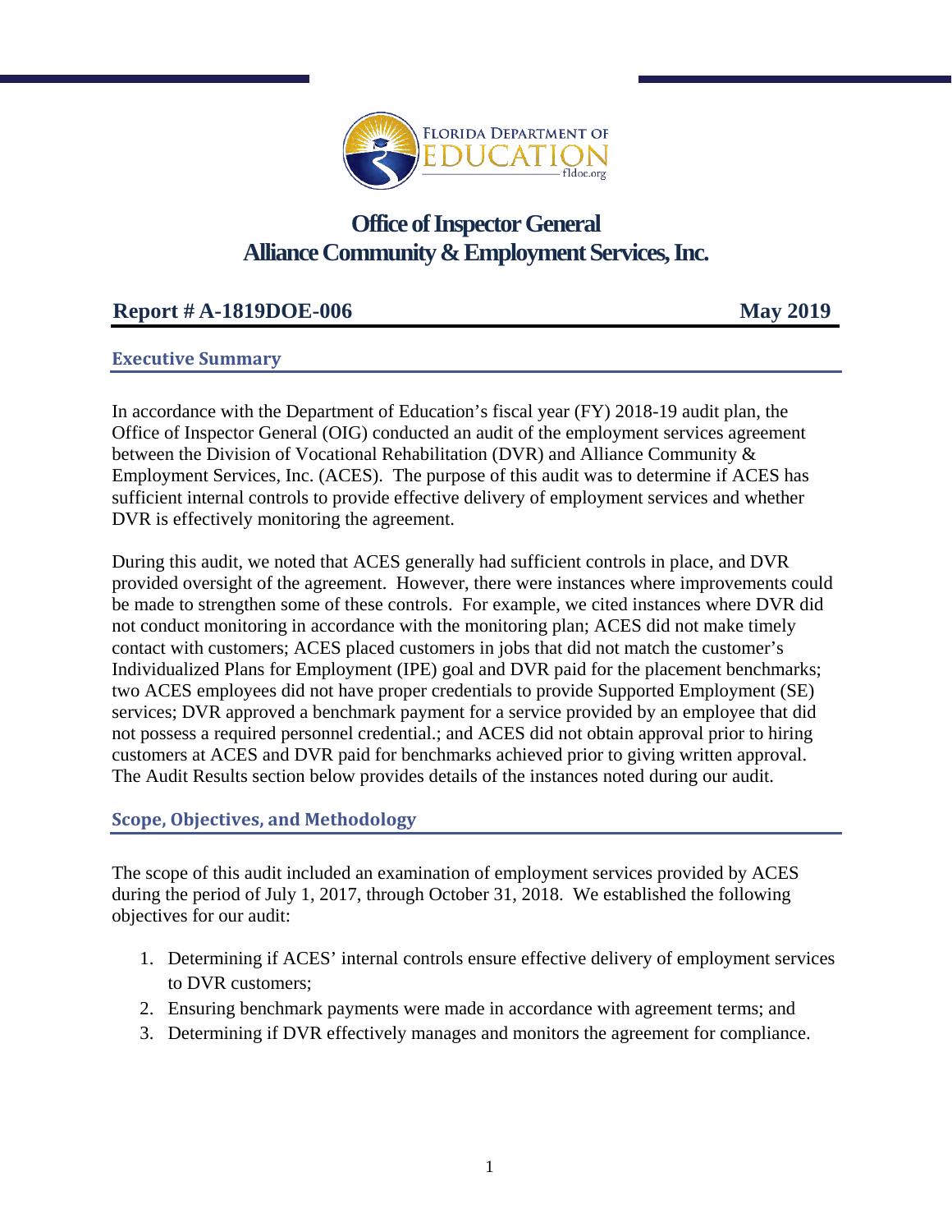# Office of Inspector General
# Alliance Community & Employment Services, Inc.

**Report # A-1819DOE-006** **May 2019**

## Executive Summary

In accordance with the Department of Education's fiscal year (FY) 2018-19 audit plan, the Office of Inspector General (OIG) conducted an audit of the employment services agreement between the Division of Vocational Rehabilitation (DVR) and Alliance Community & Employment Services, Inc. (ACES). The purpose of this audit was to determine if ACES has sufficient internal controls to provide effective delivery of employment services and whether DVR is effectively monitoring the agreement.

During this audit, we noted that ACES generally had sufficient controls in place, and DVR provided oversight of the agreement. However, there were instances where improvements could be made to strengthen some of these controls. For example, we cited instances where DVR did not conduct monitoring in accordance with the monitoring plan; ACES did not make timely contact with customers; ACES placed customers in jobs that did not match the customer's Individualized Plans for Employment (IPE) goal and DVR paid for the placement benchmarks; two ACES employees did not have proper credentials to provide Supported Employment (SE) services; DVR approved a benchmark payment for a service provided by an employee that did not possess a required personnel credential.; and ACES did not obtain approval prior to hiring customers at ACES and DVR paid for benchmarks achieved prior to giving written approval. The Audit Results section below provides details of the instances noted during our audit.

## Scope, Objectives, and Methodology

The scope of this audit included an examination of employment services provided by ACES during the period of July 1, 2017, through October 31, 2018. We established the following objectives for our audit:

1. Determining if ACES' internal controls ensure effective delivery of employment services to DVR customers;
2. Ensuring benchmark payments were made in accordance with agreement terms; and
3. Determining if DVR effectively manages and monitors the agreement for compliance.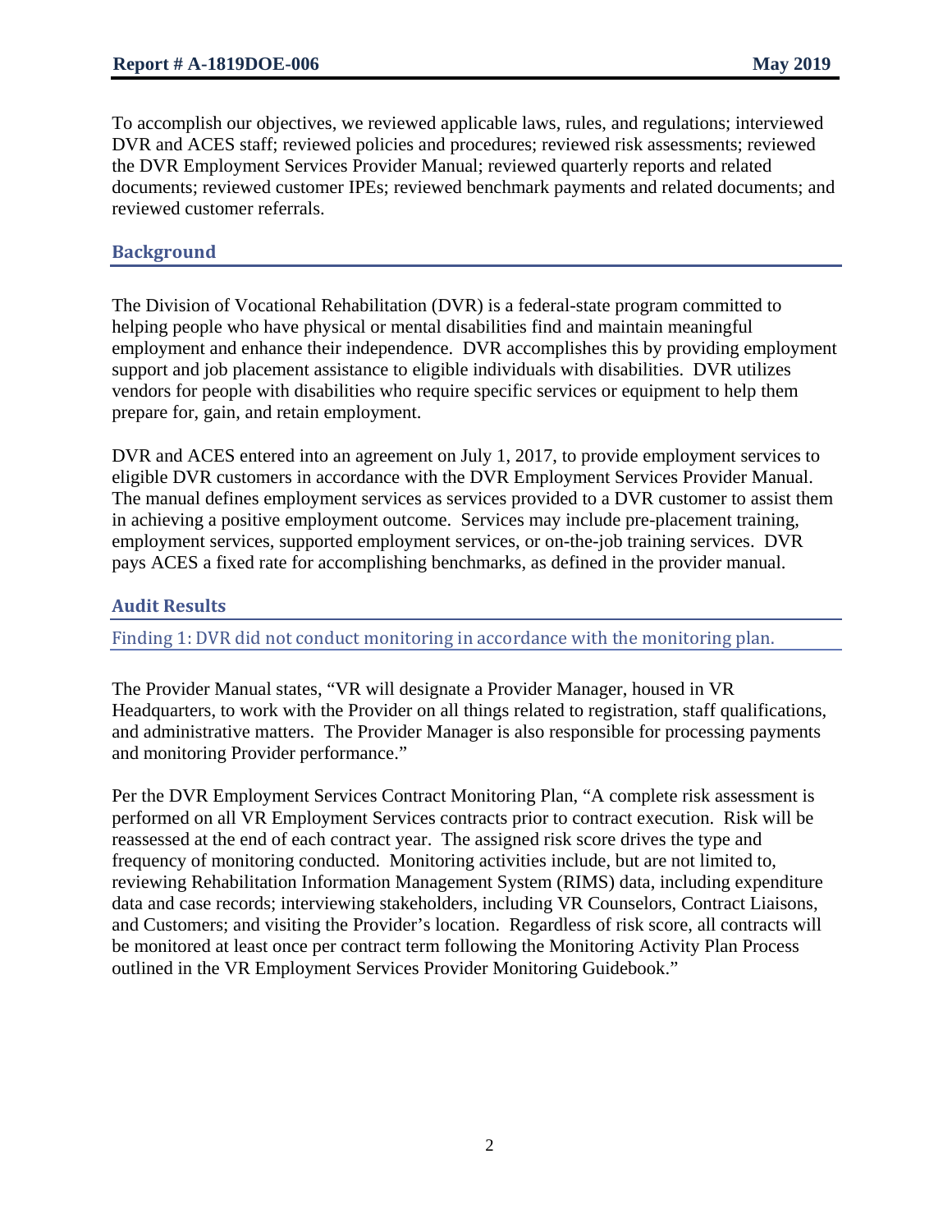To accomplish our objectives, we reviewed applicable laws, rules, and regulations; interviewed DVR and ACES staff; reviewed policies and procedures; reviewed risk assessments; reviewed the DVR Employment Services Provider Manual; reviewed quarterly reports and related documents; reviewed customer IPEs; reviewed benchmark payments and related documents; and reviewed customer referrals.

## Background

The Division of Vocational Rehabilitation (DVR) is a federal-state program committed to helping people who have physical or mental disabilities find and maintain meaningful employment and enhance their independence. DVR accomplishes this by providing employment support and job placement assistance to eligible individuals with disabilities. DVR utilizes vendors for people with disabilities who require specific services or equipment to help them prepare for, gain, and retain employment.

DVR and ACES entered into an agreement on July 1, 2017, to provide employment services to eligible DVR customers in accordance with the DVR Employment Services Provider Manual. The manual defines employment services as services provided to a DVR customer to assist them in achieving a positive employment outcome. Services may include pre-placement training, employment services, supported employment services, or on-the-job training services. DVR pays ACES a fixed rate for accomplishing benchmarks, as defined in the provider manual.

## Audit Results

### Finding 1: DVR did not conduct monitoring in accordance with the monitoring plan.

The Provider Manual states, "VR will designate a Provider Manager, housed in VR Headquarters, to work with the Provider on all things related to registration, staff qualifications, and administrative matters. The Provider Manager is also responsible for processing payments and monitoring Provider performance."

Per the DVR Employment Services Contract Monitoring Plan, "A complete risk assessment is performed on all VR Employment Services contracts prior to contract execution. Risk will be reassessed at the end of each contract year. The assigned risk score drives the type and frequency of monitoring conducted. Monitoring activities include, but are not limited to, reviewing Rehabilitation Information Management System (RIMS) data, including expenditure data and case records; interviewing stakeholders, including VR Counselors, Contract Liaisons, and Customers; and visiting the Provider's location. Regardless of risk score, all contracts will be monitored at least once per contract term following the Monitoring Activity Plan Process outlined in the VR Employment Services Provider Monitoring Guidebook."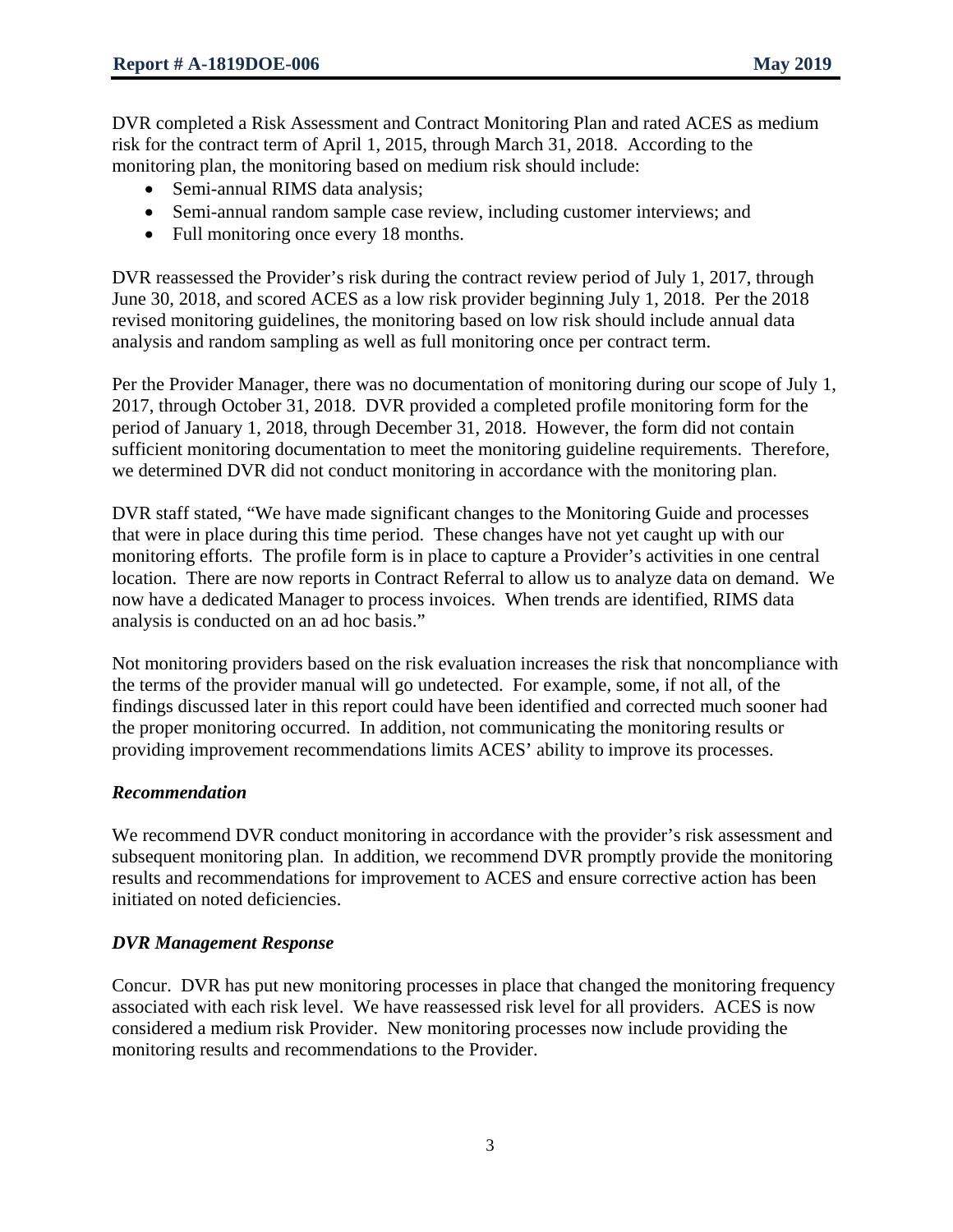DVR completed a Risk Assessment and Contract Monitoring Plan and rated ACES as medium risk for the contract term of April 1, 2015, through March 31, 2018. According to the monitoring plan, the monitoring based on medium risk should include:

- Semi-annual RIMS data analysis;
- Semi-annual random sample case review, including customer interviews; and
- Full monitoring once every 18 months.

DVR reassessed the Provider's risk during the contract review period of July 1, 2017, through June 30, 2018, and scored ACES as a low risk provider beginning July 1, 2018. Per the 2018 revised monitoring guidelines, the monitoring based on low risk should include annual data analysis and random sampling as well as full monitoring once per contract term.

Per the Provider Manager, there was no documentation of monitoring during our scope of July 1, 2017, through October 31, 2018. DVR provided a completed profile monitoring form for the period of January 1, 2018, through December 31, 2018. However, the form did not contain sufficient monitoring documentation to meet the monitoring guideline requirements. Therefore, we determined DVR did not conduct monitoring in accordance with the monitoring plan.

DVR staff stated, "We have made significant changes to the Monitoring Guide and processes that were in place during this time period. These changes have not yet caught up with our monitoring efforts. The profile form is in place to capture a Provider's activities in one central location. There are now reports in Contract Referral to allow us to analyze data on demand. We now have a dedicated Manager to process invoices. When trends are identified, RIMS data analysis is conducted on an ad hoc basis."

Not monitoring providers based on the risk evaluation increases the risk that noncompliance with the terms of the provider manual will go undetected. For example, some, if not all, of the findings discussed later in this report could have been identified and corrected much sooner had the proper monitoring occurred. In addition, not communicating the monitoring results or providing improvement recommendations limits ACES' ability to improve its processes.

***Recommendation***

We recommend DVR conduct monitoring in accordance with the provider's risk assessment and subsequent monitoring plan. In addition, we recommend DVR promptly provide the monitoring results and recommendations for improvement to ACES and ensure corrective action has been initiated on noted deficiencies.

***DVR Management Response***

Concur. DVR has put new monitoring processes in place that changed the monitoring frequency associated with each risk level. We have reassessed risk level for all providers. ACES is now considered a medium risk Provider. New monitoring processes now include providing the monitoring results and recommendations to the Provider.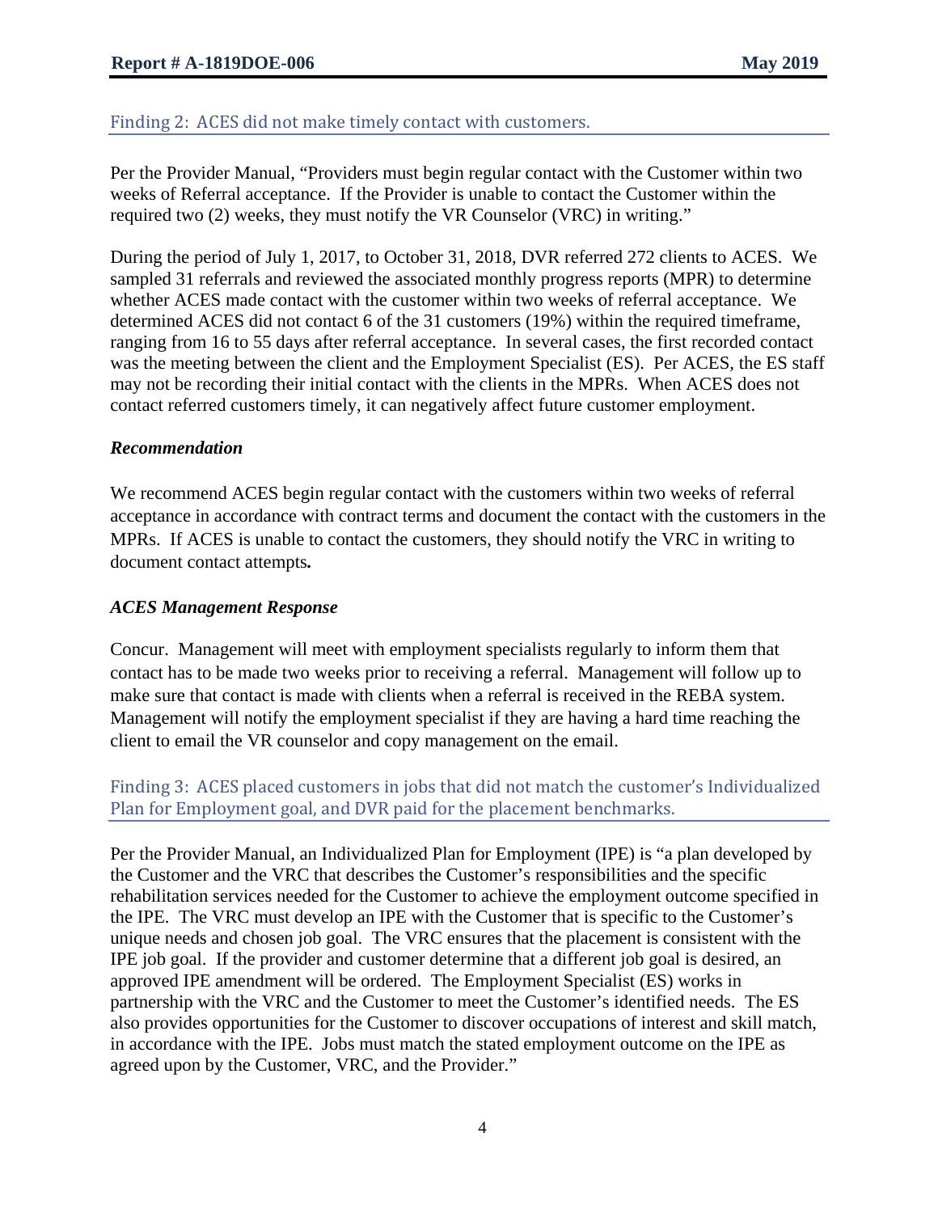## Finding 2: ACES did not make timely contact with customers.

Per the Provider Manual, "Providers must begin regular contact with the Customer within two weeks of Referral acceptance. If the Provider is unable to contact the Customer within the required two (2) weeks, they must notify the VR Counselor (VRC) in writing."

During the period of July 1, 2017, to October 31, 2018, DVR referred 272 clients to ACES. We sampled 31 referrals and reviewed the associated monthly progress reports (MPR) to determine whether ACES made contact with the customer within two weeks of referral acceptance. We determined ACES did not contact 6 of the 31 customers (19%) within the required timeframe, ranging from 16 to 55 days after referral acceptance. In several cases, the first recorded contact was the meeting between the client and the Employment Specialist (ES). Per ACES, the ES staff may not be recording their initial contact with the clients in the MPRs. When ACES does not contact referred customers timely, it can negatively affect future customer employment.

### *Recommendation*

We recommend ACES begin regular contact with the customers within two weeks of referral acceptance in accordance with contract terms and document the contact with the customers in the MPRs. If ACES is unable to contact the customers, they should notify the VRC in writing to document contact attempts**.**

### *ACES Management Response*

Concur. Management will meet with employment specialists regularly to inform them that contact has to be made two weeks prior to receiving a referral. Management will follow up to make sure that contact is made with clients when a referral is received in the REBA system. Management will notify the employment specialist if they are having a hard time reaching the client to email the VR counselor and copy management on the email.

## Finding 3: ACES placed customers in jobs that did not match the customer's Individualized Plan for Employment goal, and DVR paid for the placement benchmarks.

Per the Provider Manual, an Individualized Plan for Employment (IPE) is "a plan developed by the Customer and the VRC that describes the Customer's responsibilities and the specific rehabilitation services needed for the Customer to achieve the employment outcome specified in the IPE. The VRC must develop an IPE with the Customer that is specific to the Customer's unique needs and chosen job goal. The VRC ensures that the placement is consistent with the IPE job goal. If the provider and customer determine that a different job goal is desired, an approved IPE amendment will be ordered. The Employment Specialist (ES) works in partnership with the VRC and the Customer to meet the Customer's identified needs. The ES also provides opportunities for the Customer to discover occupations of interest and skill match, in accordance with the IPE. Jobs must match the stated employment outcome on the IPE as agreed upon by the Customer, VRC, and the Provider."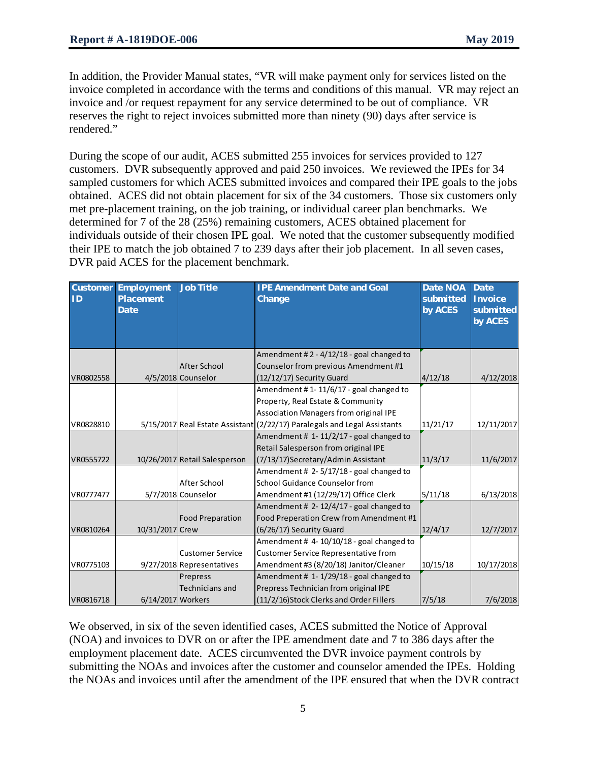In addition, the Provider Manual states, "VR will make payment only for services listed on the invoice completed in accordance with the terms and conditions of this manual. VR may reject an invoice and /or request repayment for any service determined to be out of compliance. VR reserves the right to reject invoices submitted more than ninety (90) days after service is rendered."

During the scope of our audit, ACES submitted 255 invoices for services provided to 127 customers. DVR subsequently approved and paid 250 invoices. We reviewed the IPEs for 34 sampled customers for which ACES submitted invoices and compared their IPE goals to the jobs obtained. ACES did not obtain placement for six of the 34 customers. Those six customers only met pre-placement training, on the job training, or individual career plan benchmarks. We determined for 7 of the 28 (25%) remaining customers, ACES obtained placement for individuals outside of their chosen IPE goal. We noted that the customer subsequently modified their IPE to match the job obtained 7 to 239 days after their job placement. In all seven cases, DVR paid ACES for the placement benchmark.

| Customer ID | Employment Placement Date | Job Title | IPE Amendment Date and Goal Change | Date NOA submitted by ACES | Date Invoice submitted by ACES |
|---|---|---|---|---|---|
| VR0802558 | 4/5/2018 | After School Counselor | Amendment #2 - 4/12/18 - goal changed to Counselor from previous Amendment #1 (12/12/17) Security Guard | 4/12/18 | 4/12/2018 |
| VR0828810 | 5/15/2017 | Real Estate Assistant | Amendment # 1- 11/6/17 - goal changed to Property, Real Estate & Community Association Managers from original IPE (2/22/17) Paralegals and Legal Assistants | 11/21/17 | 12/11/2017 |
| VR0555722 | 10/26/2017 | Retail Salesperson | Amendment # 1- 11/2/17 - goal changed to Retail Salesperson from original IPE (7/13/17)Secretary/Admin Assistant | 11/3/17 | 11/6/2017 |
| VR0777477 | 5/7/2018 | After School Counselor | Amendment # 2- 5/17/18 - goal changed to School Guidance Counselor from Amendment #1 (12/29/17) Office Clerk | 5/11/18 | 6/13/2018 |
| VR0810264 | 10/31/2017 | Food Preparation Crew | Amendment # 2- 12/4/17 - goal changed to Food Preperation Crew from Amendment #1 (6/26/17) Security Guard | 12/4/17 | 12/7/2017 |
| VR0775103 | 9/27/2018 | Customer Service Representatives | Amendment # 4- 10/10/18 - goal changed to Customer Service Representative from Amendment #3 (8/20/18) Janitor/Cleaner | 10/15/18 | 10/17/2018 |
| VR0816718 | 6/14/2017 | Prepress Technicians and Workers | Amendment # 1- 1/29/18 - goal changed to Prepress Technician from original IPE (11/2/16)Stock Clerks and Order Fillers | 7/5/18 | 7/6/2018 |

We observed, in six of the seven identified cases, ACES submitted the Notice of Approval (NOA) and invoices to DVR on or after the IPE amendment date and 7 to 386 days after the employment placement date. ACES circumvented the DVR invoice payment controls by submitting the NOAs and invoices after the customer and counselor amended the IPEs. Holding the NOAs and invoices until after the amendment of the IPE ensured that when the DVR contract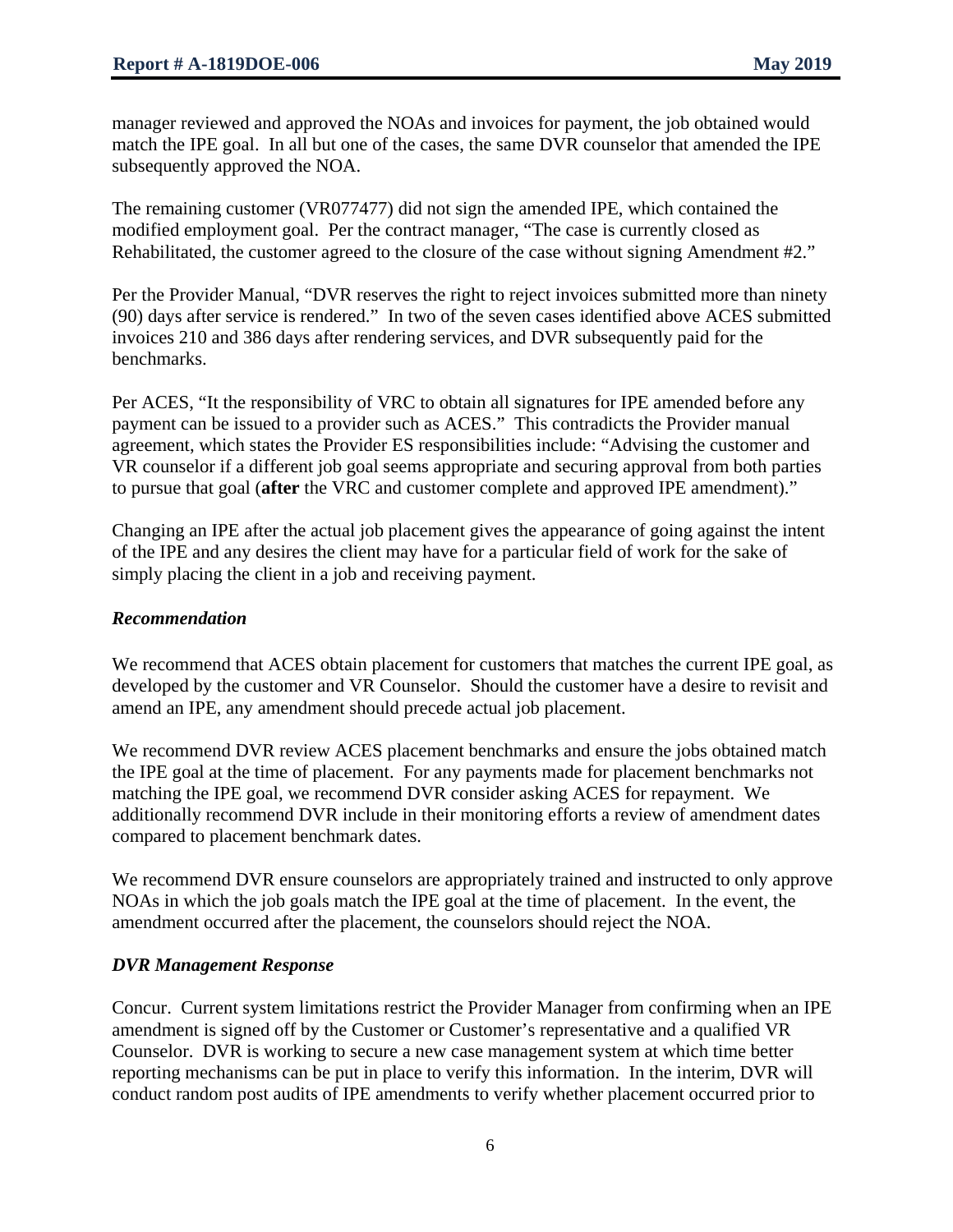manager reviewed and approved the NOAs and invoices for payment, the job obtained would match the IPE goal. In all but one of the cases, the same DVR counselor that amended the IPE subsequently approved the NOA.

The remaining customer (VR077477) did not sign the amended IPE, which contained the modified employment goal. Per the contract manager, "The case is currently closed as Rehabilitated, the customer agreed to the closure of the case without signing Amendment #2."

Per the Provider Manual, "DVR reserves the right to reject invoices submitted more than ninety (90) days after service is rendered." In two of the seven cases identified above ACES submitted invoices 210 and 386 days after rendering services, and DVR subsequently paid for the benchmarks.

Per ACES, "It the responsibility of VRC to obtain all signatures for IPE amended before any payment can be issued to a provider such as ACES." This contradicts the Provider manual agreement, which states the Provider ES responsibilities include: "Advising the customer and VR counselor if a different job goal seems appropriate and securing approval from both parties to pursue that goal (**after** the VRC and customer complete and approved IPE amendment)."

Changing an IPE after the actual job placement gives the appearance of going against the intent of the IPE and any desires the client may have for a particular field of work for the sake of simply placing the client in a job and receiving payment.

### *Recommendation*

We recommend that ACES obtain placement for customers that matches the current IPE goal, as developed by the customer and VR Counselor. Should the customer have a desire to revisit and amend an IPE, any amendment should precede actual job placement.

We recommend DVR review ACES placement benchmarks and ensure the jobs obtained match the IPE goal at the time of placement. For any payments made for placement benchmarks not matching the IPE goal, we recommend DVR consider asking ACES for repayment. We additionally recommend DVR include in their monitoring efforts a review of amendment dates compared to placement benchmark dates.

We recommend DVR ensure counselors are appropriately trained and instructed to only approve NOAs in which the job goals match the IPE goal at the time of placement. In the event, the amendment occurred after the placement, the counselors should reject the NOA.

### *DVR Management Response*

Concur. Current system limitations restrict the Provider Manager from confirming when an IPE amendment is signed off by the Customer or Customer's representative and a qualified VR Counselor. DVR is working to secure a new case management system at which time better reporting mechanisms can be put in place to verify this information. In the interim, DVR will conduct random post audits of IPE amendments to verify whether placement occurred prior to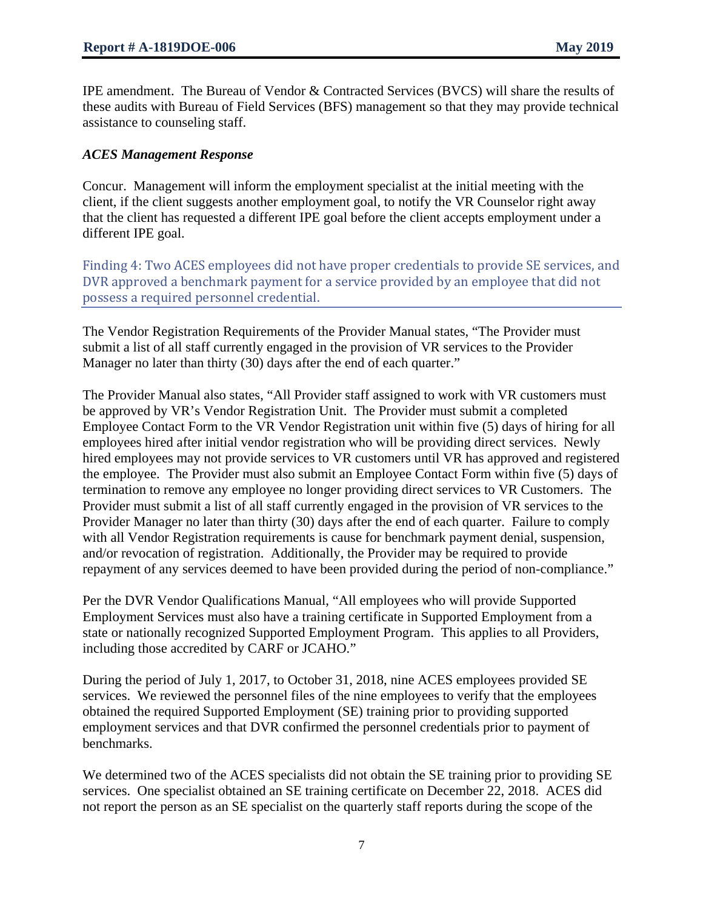IPE amendment. The Bureau of Vendor & Contracted Services (BVCS) will share the results of these audits with Bureau of Field Services (BFS) management so that they may provide technical assistance to counseling staff.

***ACES Management Response***

Concur. Management will inform the employment specialist at the initial meeting with the client, if the client suggests another employment goal, to notify the VR Counselor right away that the client has requested a different IPE goal before the client accepts employment under a different IPE goal.

## Finding 4: Two ACES employees did not have proper credentials to provide SE services, and DVR approved a benchmark payment for a service provided by an employee that did not possess a required personnel credential.

The Vendor Registration Requirements of the Provider Manual states, "The Provider must submit a list of all staff currently engaged in the provision of VR services to the Provider Manager no later than thirty (30) days after the end of each quarter."

The Provider Manual also states, "All Provider staff assigned to work with VR customers must be approved by VR's Vendor Registration Unit. The Provider must submit a completed Employee Contact Form to the VR Vendor Registration unit within five (5) days of hiring for all employees hired after initial vendor registration who will be providing direct services. Newly hired employees may not provide services to VR customers until VR has approved and registered the employee. The Provider must also submit an Employee Contact Form within five (5) days of termination to remove any employee no longer providing direct services to VR Customers. The Provider must submit a list of all staff currently engaged in the provision of VR services to the Provider Manager no later than thirty (30) days after the end of each quarter. Failure to comply with all Vendor Registration requirements is cause for benchmark payment denial, suspension, and/or revocation of registration. Additionally, the Provider may be required to provide repayment of any services deemed to have been provided during the period of non-compliance."

Per the DVR Vendor Qualifications Manual, "All employees who will provide Supported Employment Services must also have a training certificate in Supported Employment from a state or nationally recognized Supported Employment Program. This applies to all Providers, including those accredited by CARF or JCAHO."

During the period of July 1, 2017, to October 31, 2018, nine ACES employees provided SE services. We reviewed the personnel files of the nine employees to verify that the employees obtained the required Supported Employment (SE) training prior to providing supported employment services and that DVR confirmed the personnel credentials prior to payment of benchmarks.

We determined two of the ACES specialists did not obtain the SE training prior to providing SE services. One specialist obtained an SE training certificate on December 22, 2018. ACES did not report the person as an SE specialist on the quarterly staff reports during the scope of the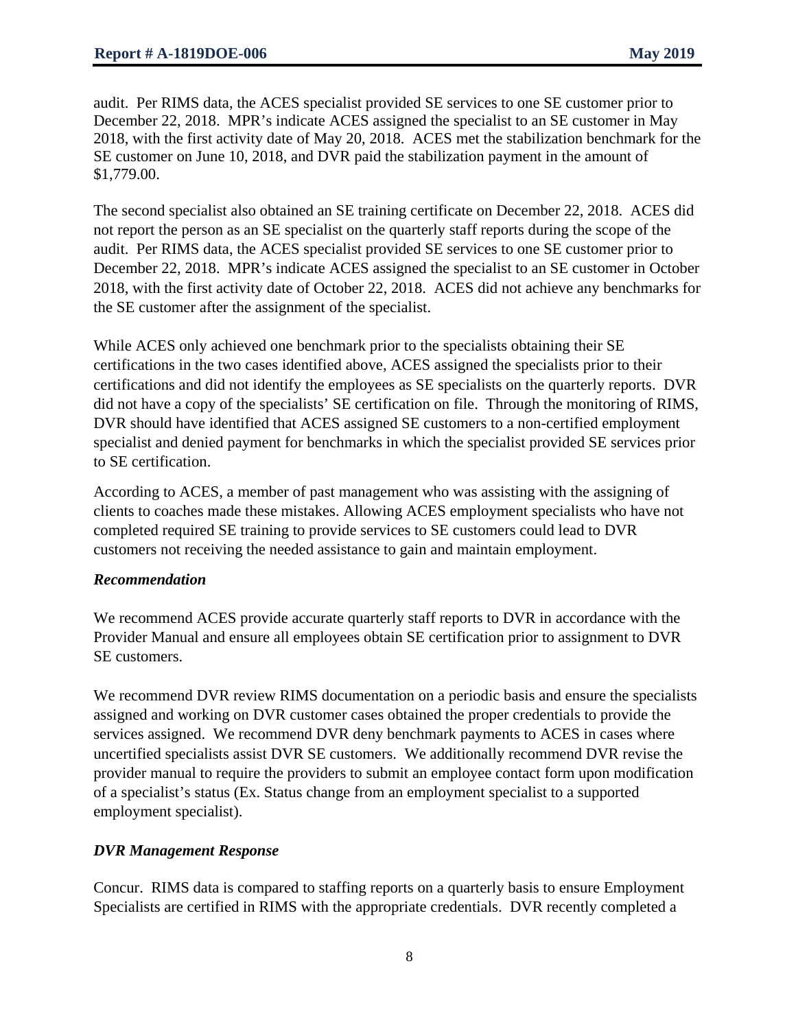audit. Per RIMS data, the ACES specialist provided SE services to one SE customer prior to December 22, 2018. MPR's indicate ACES assigned the specialist to an SE customer in May 2018, with the first activity date of May 20, 2018. ACES met the stabilization benchmark for the SE customer on June 10, 2018, and DVR paid the stabilization payment in the amount of $1,779.00.

The second specialist also obtained an SE training certificate on December 22, 2018. ACES did not report the person as an SE specialist on the quarterly staff reports during the scope of the audit. Per RIMS data, the ACES specialist provided SE services to one SE customer prior to December 22, 2018. MPR's indicate ACES assigned the specialist to an SE customer in October 2018, with the first activity date of October 22, 2018. ACES did not achieve any benchmarks for the SE customer after the assignment of the specialist.

While ACES only achieved one benchmark prior to the specialists obtaining their SE certifications in the two cases identified above, ACES assigned the specialists prior to their certifications and did not identify the employees as SE specialists on the quarterly reports. DVR did not have a copy of the specialists' SE certification on file. Through the monitoring of RIMS, DVR should have identified that ACES assigned SE customers to a non-certified employment specialist and denied payment for benchmarks in which the specialist provided SE services prior to SE certification.

According to ACES, a member of past management who was assisting with the assigning of clients to coaches made these mistakes. Allowing ACES employment specialists who have not completed required SE training to provide services to SE customers could lead to DVR customers not receiving the needed assistance to gain and maintain employment.

***Recommendation***

We recommend ACES provide accurate quarterly staff reports to DVR in accordance with the Provider Manual and ensure all employees obtain SE certification prior to assignment to DVR SE customers.

We recommend DVR review RIMS documentation on a periodic basis and ensure the specialists assigned and working on DVR customer cases obtained the proper credentials to provide the services assigned. We recommend DVR deny benchmark payments to ACES in cases where uncertified specialists assist DVR SE customers. We additionally recommend DVR revise the provider manual to require the providers to submit an employee contact form upon modification of a specialist's status (Ex. Status change from an employment specialist to a supported employment specialist).

***DVR Management Response***

Concur. RIMS data is compared to staffing reports on a quarterly basis to ensure Employment Specialists are certified in RIMS with the appropriate credentials. DVR recently completed a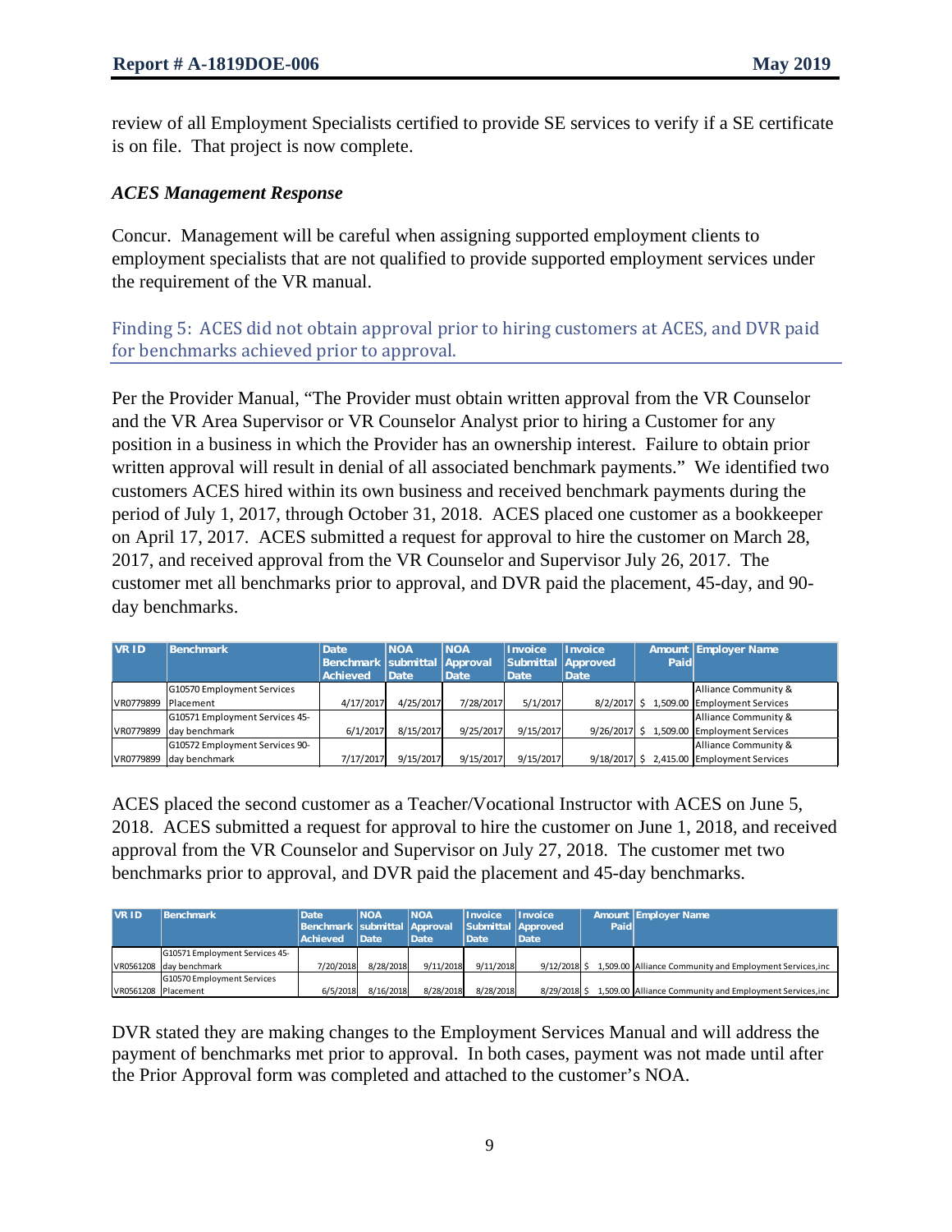review of all Employment Specialists certified to provide SE services to verify if a SE certificate is on file. That project is now complete.

### *ACES Management Response*

Concur. Management will be careful when assigning supported employment clients to employment specialists that are not qualified to provide supported employment services under the requirement of the VR manual.

## Finding 5: ACES did not obtain approval prior to hiring customers at ACES, and DVR paid for benchmarks achieved prior to approval.

Per the Provider Manual, "The Provider must obtain written approval from the VR Counselor and the VR Area Supervisor or VR Counselor Analyst prior to hiring a Customer for any position in a business in which the Provider has an ownership interest. Failure to obtain prior written approval will result in denial of all associated benchmark payments." We identified two customers ACES hired within its own business and received benchmark payments during the period of July 1, 2017, through October 31, 2018. ACES placed one customer as a bookkeeper on April 17, 2017. ACES submitted a request for approval to hire the customer on March 28, 2017, and received approval from the VR Counselor and Supervisor July 26, 2017. The customer met all benchmarks prior to approval, and DVR paid the placement, 45-day, and 90-day benchmarks.

| VR ID | Benchmark | Date Benchmark Achieved | NOA submittal Date | NOA Approval Date | Invoice Submittal Date | Invoice Approved Date | Amount Paid | Employer Name |
|---|---|---|---|---|---|---|---|---|
| VR0779899 | G10570 Employment Services Placement | 4/17/2017 | 4/25/2017 | 7/28/2017 | 5/1/2017 | 8/2/2017 | $ 1,509.00 | Alliance Community & Employment Services |
| VR0779899 | G10571 Employment Services 45-day benchmark | 6/1/2017 | 8/15/2017 | 9/25/2017 | 9/15/2017 | 9/26/2017 | $ 1,509.00 | Alliance Community & Employment Services |
| VR0779899 | G10572 Employment Services 90-day benchmark | 7/17/2017 | 9/15/2017 | 9/15/2017 | 9/15/2017 | 9/18/2017 | $ 2,415.00 | Alliance Community & Employment Services |

ACES placed the second customer as a Teacher/Vocational Instructor with ACES on June 5, 2018. ACES submitted a request for approval to hire the customer on June 1, 2018, and received approval from the VR Counselor and Supervisor on July 27, 2018. The customer met two benchmarks prior to approval, and DVR paid the placement and 45-day benchmarks.

| VR ID | Benchmark | Date Benchmark Achieved | NOA submittal Date | NOA Approval Date | Invoice Submittal Date | Invoice Approved Date | Amount Paid | Employer Name |
|---|---|---|---|---|---|---|---|---|
| VR0561208 | G10571 Employment Services 45-day benchmark | 7/20/2018 | 8/28/2018 | 9/11/2018 | 9/11/2018 | 9/12/2018 | $ 1,509.00 | Alliance Community and Employment Services,inc |
| VR0561208 | G10570 Employment Services Placement | 6/5/2018 | 8/16/2018 | 8/28/2018 | 8/28/2018 | 8/29/2018 | $ 1,509.00 | Alliance Community and Employment Services,inc |

DVR stated they are making changes to the Employment Services Manual and will address the payment of benchmarks met prior to approval. In both cases, payment was not made until after the Prior Approval form was completed and attached to the customer's NOA.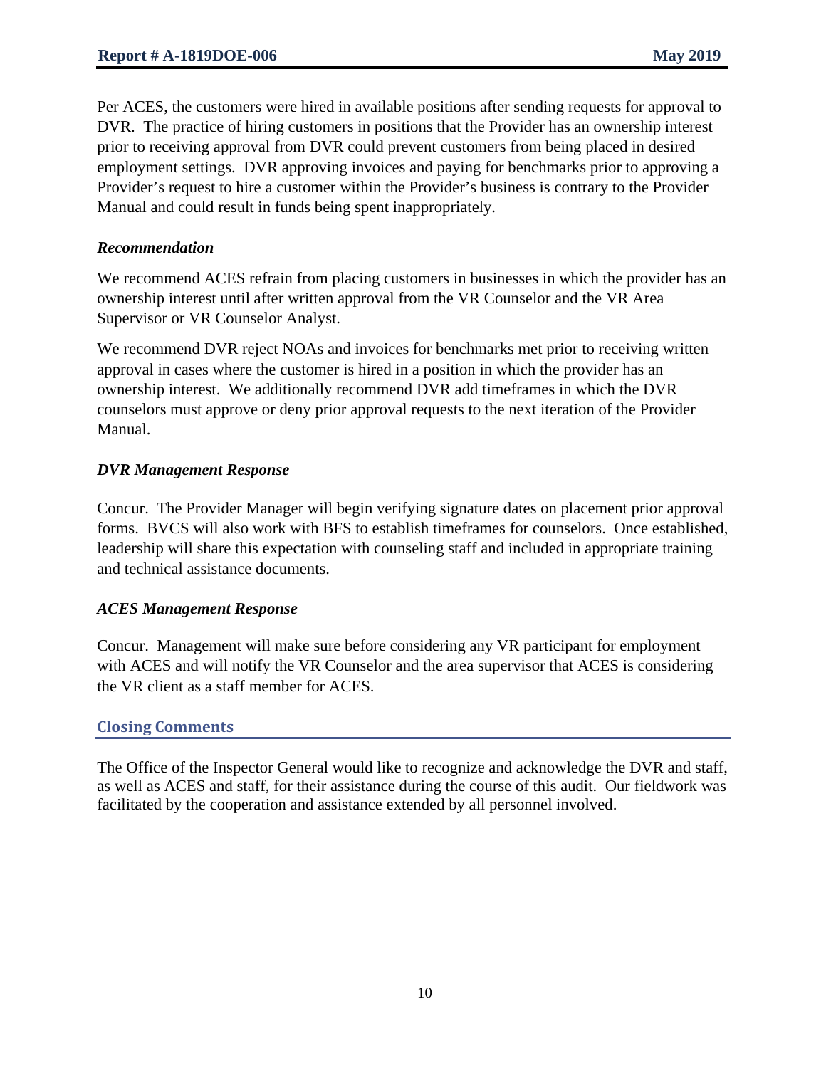Per ACES, the customers were hired in available positions after sending requests for approval to DVR. The practice of hiring customers in positions that the Provider has an ownership interest prior to receiving approval from DVR could prevent customers from being placed in desired employment settings. DVR approving invoices and paying for benchmarks prior to approving a Provider's request to hire a customer within the Provider's business is contrary to the Provider Manual and could result in funds being spent inappropriately.

### *Recommendation*

We recommend ACES refrain from placing customers in businesses in which the provider has an ownership interest until after written approval from the VR Counselor and the VR Area Supervisor or VR Counselor Analyst.

We recommend DVR reject NOAs and invoices for benchmarks met prior to receiving written approval in cases where the customer is hired in a position in which the provider has an ownership interest. We additionally recommend DVR add timeframes in which the DVR counselors must approve or deny prior approval requests to the next iteration of the Provider Manual.

### *DVR Management Response*

Concur. The Provider Manager will begin verifying signature dates on placement prior approval forms. BVCS will also work with BFS to establish timeframes for counselors. Once established, leadership will share this expectation with counseling staff and included in appropriate training and technical assistance documents.

### *ACES Management Response*

Concur. Management will make sure before considering any VR participant for employment with ACES and will notify the VR Counselor and the area supervisor that ACES is considering the VR client as a staff member for ACES.

## Closing Comments

The Office of the Inspector General would like to recognize and acknowledge the DVR and staff, as well as ACES and staff, for their assistance during the course of this audit. Our fieldwork was facilitated by the cooperation and assistance extended by all personnel involved.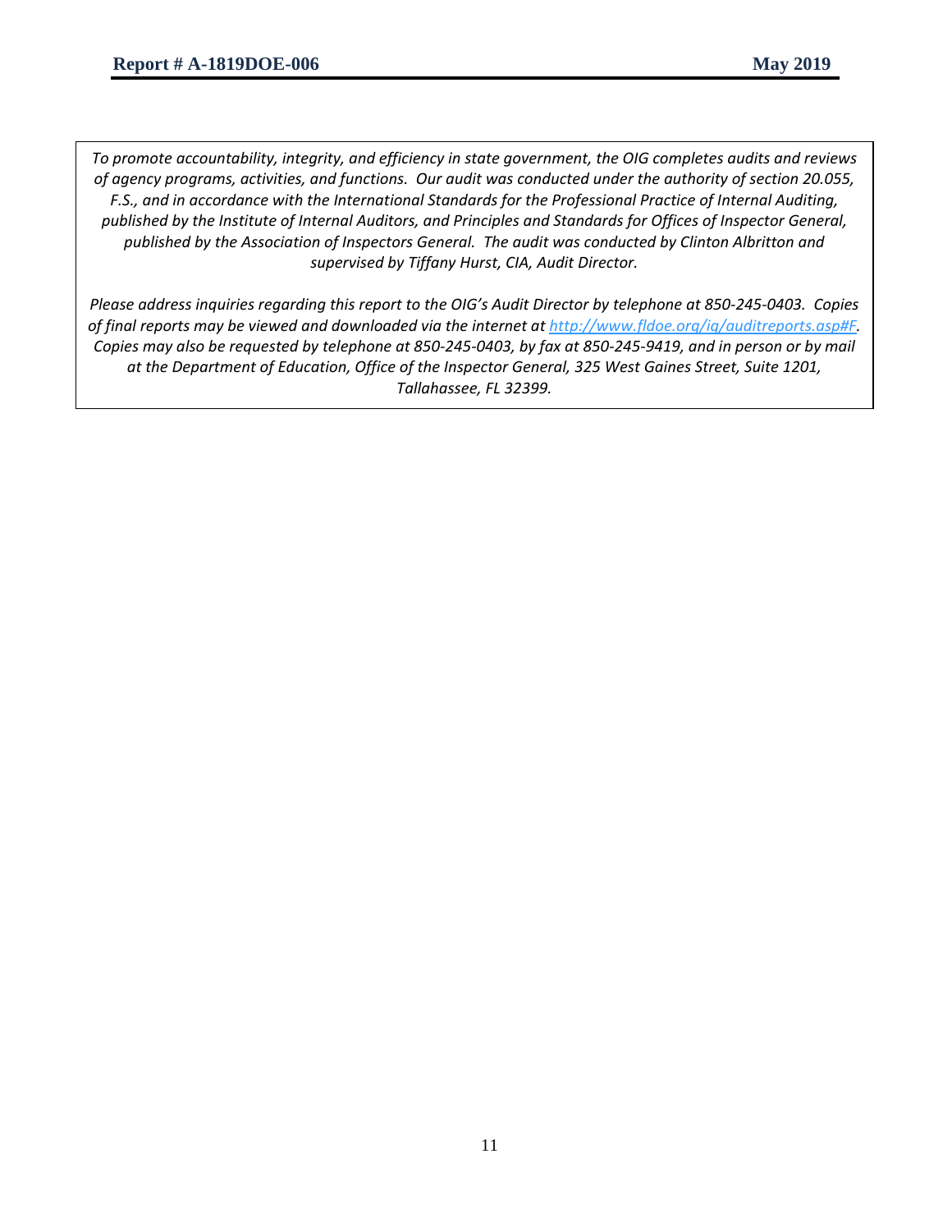*To promote accountability, integrity, and efficiency in state government, the OIG completes audits and reviews of agency programs, activities, and functions. Our audit was conducted under the authority of section 20.055, F.S., and in accordance with the International Standards for the Professional Practice of Internal Auditing, published by the Institute of Internal Auditors, and Principles and Standards for Offices of Inspector General, published by the Association of Inspectors General. The audit was conducted by Clinton Albritton and supervised by Tiffany Hurst, CIA, Audit Director.*

*Please address inquiries regarding this report to the OIG's Audit Director by telephone at 850-245-0403. Copies of final reports may be viewed and downloaded via the internet at http://www.fldoe.org/ig/auditreports.asp#F. Copies may also be requested by telephone at 850-245-0403, by fax at 850-245-9419, and in person or by mail at the Department of Education, Office of the Inspector General, 325 West Gaines Street, Suite 1201, Tallahassee, FL 32399.*